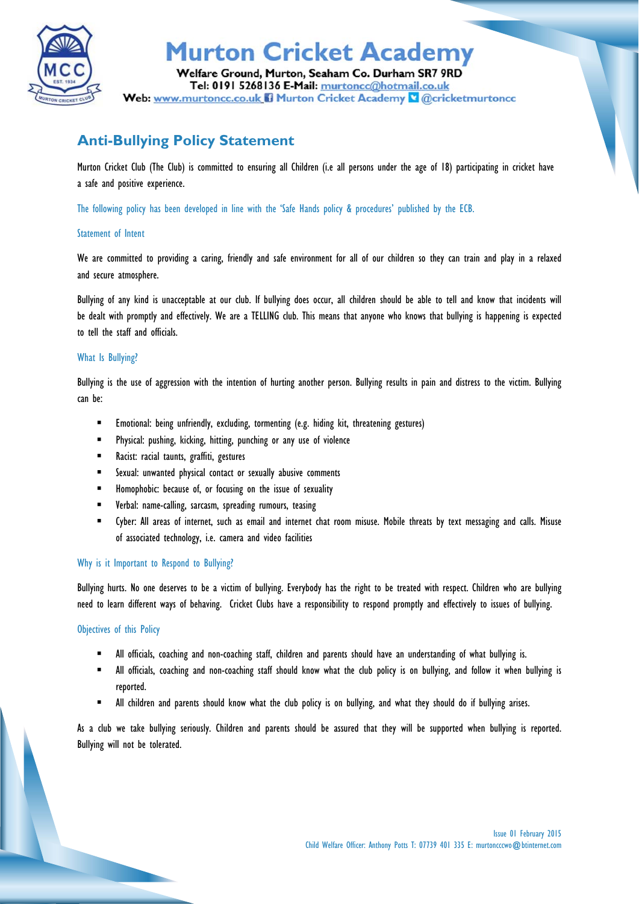# Murton Cricket Academy

**Welfare Ground, Murton, Seaham Co. Durham SR7 9RD**
**Tel: 0191 5268136 E-Mail: murtoncc@hotmail.co.uk**
**Web: www.murtoncc.co.uk Murton Cricket Academy @cricketmurtoncc**

## Anti-Bullying Policy Statement

Murton Cricket Club (The Club) is committed to ensuring all Children (i.e all persons under the age of 18) participating in cricket have a safe and positive experience.

The following policy has been developed in line with the 'Safe Hands policy & procedures' published by the ECB.

### Statement of Intent

We are committed to providing a caring, friendly and safe environment for all of our children so they can train and play in a relaxed and secure atmosphere.

Bullying of any kind is unacceptable at our club. If bullying does occur, all children should be able to tell and know that incidents will be dealt with promptly and effectively. We are a TELLING club. This means that anyone who knows that bullying is happening is expected to tell the staff and officials.

### What Is Bullying?

Bullying is the use of aggression with the intention of hurting another person. Bullying results in pain and distress to the victim. Bullying can be:

- Emotional: being unfriendly, excluding, tormenting (e.g. hiding kit, threatening gestures)
- Physical: pushing, kicking, hitting, punching or any use of violence
- Racist: racial taunts, graffiti, gestures
- Sexual: unwanted physical contact or sexually abusive comments
- Homophobic: because of, or focusing on the issue of sexuality
- Verbal: name-calling, sarcasm, spreading rumours, teasing
- Cyber: All areas of internet, such as email and internet chat room misuse. Mobile threats by text messaging and calls. Misuse of associated technology, i.e. camera and video facilities

### Why is it Important to Respond to Bullying?

Bullying hurts. No one deserves to be a victim of bullying. Everybody has the right to be treated with respect. Children who are bullying need to learn different ways of behaving. Cricket Clubs have a responsibility to respond promptly and effectively to issues of bullying.

### Objectives of this Policy

- All officials, coaching and non-coaching staff, children and parents should have an understanding of what bullying is.
- All officials, coaching and non-coaching staff should know what the club policy is on bullying, and follow it when bullying is reported.
- All children and parents should know what the club policy is on bullying, and what they should do if bullying arises.

As a club we take bullying seriously. Children and parents should be assured that they will be supported when bullying is reported. Bullying will not be tolerated.

Issue 01 February 2015
Child Welfare Officer: Anthony Potts T: 07739 401 335 E: murtoncccwo@btinternet.com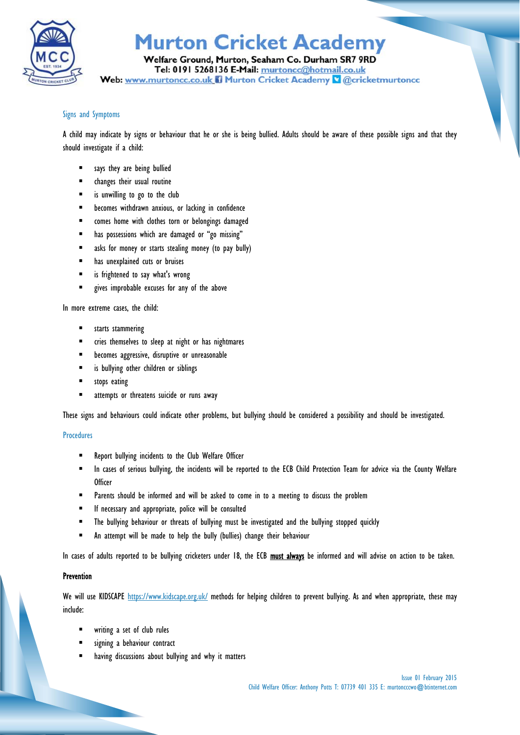### Signs and Symptoms

A child may indicate by signs or behaviour that he or she is being bullied. Adults should be aware of these possible signs and that they should investigate if a child:

- says they are being bullied
- changes their usual routine
- is unwilling to go to the club
- becomes withdrawn anxious, or lacking in confidence
- comes home with clothes torn or belongings damaged
- has possessions which are damaged or "go missing"
- asks for money or starts stealing money (to pay bully)
- has unexplained cuts or bruises
- is frightened to say what's wrong
- gives improbable excuses for any of the above

In more extreme cases, the child:

- starts stammering
- cries themselves to sleep at night or has nightmares
- becomes aggressive, disruptive or unreasonable
- is bullying other children or siblings
- stops eating
- attempts or threatens suicide or runs away

These signs and behaviours could indicate other problems, but bullying should be considered a possibility and should be investigated.

### Procedures

- Report bullying incidents to the Club Welfare Officer
- In cases of serious bullying, the incidents will be reported to the ECB Child Protection Team for advice via the County Welfare Officer
- Parents should be informed and will be asked to come in to a meeting to discuss the problem
- If necessary and appropriate, police will be consulted
- The bullying behaviour or threats of bullying must be investigated and the bullying stopped quickly
- An attempt will be made to help the bully (bullies) change their behaviour

In cases of adults reported to be bullying cricketers under 18, the ECB **must always** be informed and will advise on action to be taken.

### Prevention

We will use KIDSCAPE https://www.kidscape.org.uk/ methods for helping children to prevent bullying. As and when appropriate, these may include:

- writing a set of club rules
- signing a behaviour contract
- having discussions about bullying and why it matters